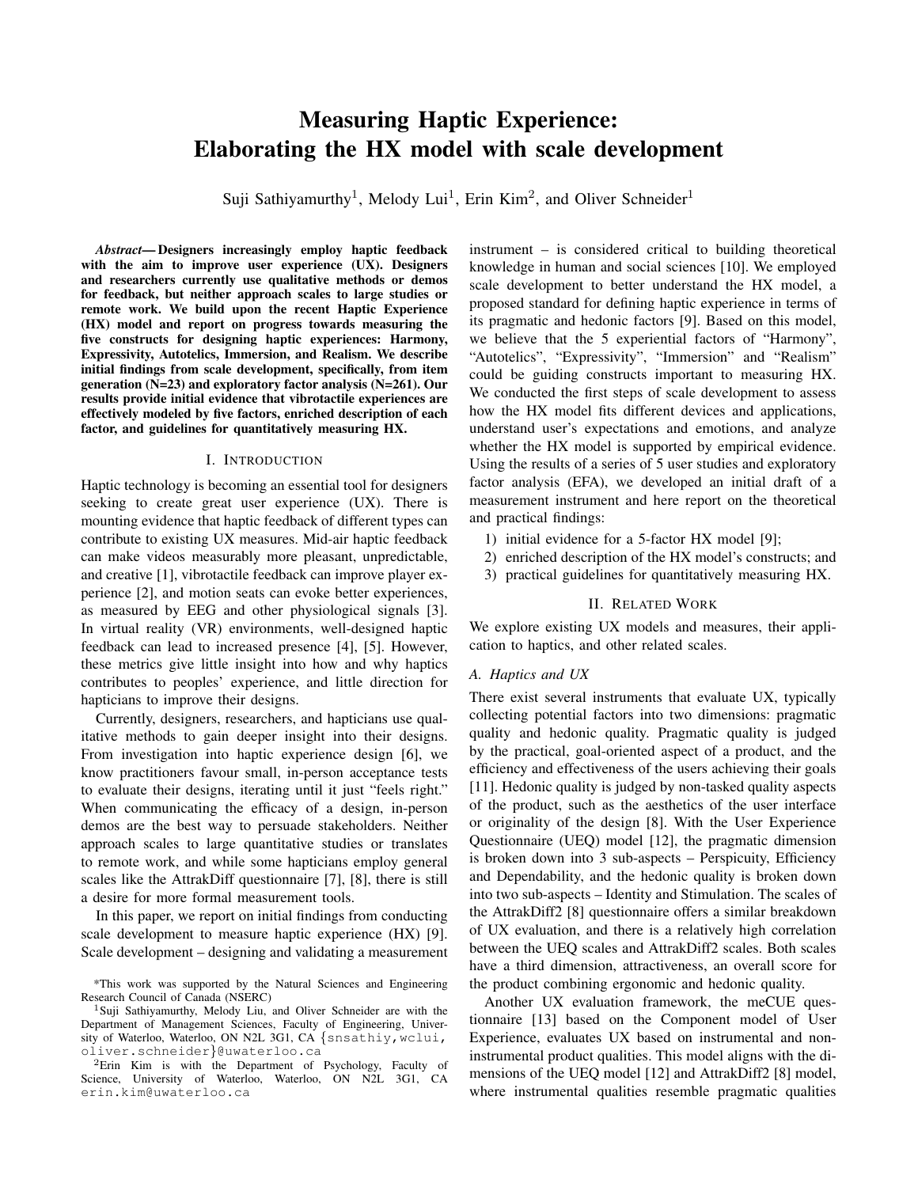# Measuring Haptic Experience: Elaborating the HX model with scale development

Suji Sathiyamurthy[1], Melody Lui[1], Erin Kim[2], and Oliver Schneider[1]

***Abstract*— Designers increasingly employ haptic feedback with the aim to improve user experience (UX). Designers and researchers currently use qualitative methods or demos for feedback, but neither approach scales to large studies or remote work. We build upon the recent Haptic Experience (HX) model and report on progress towards measuring the five constructs for designing haptic experiences: Harmony, Expressivity, Autotelics, Immersion, and Realism. We describe initial findings from scale development, specifically, from item generation (N=23) and exploratory factor analysis (N=261). Our results provide initial evidence that vibrotactile experiences are effectively modeled by five factors, enriched description of each factor, and guidelines for quantitatively measuring HX.**

## I. Introduction

Haptic technology is becoming an essential tool for designers seeking to create great user experience (UX). There is mounting evidence that haptic feedback of different types can contribute to existing UX measures. Mid-air haptic feedback can make videos measurably more pleasant, unpredictable, and creative [1], vibrotactile feedback can improve player experience [2], and motion seats can evoke better experiences, as measured by EEG and other physiological signals [3]. In virtual reality (VR) environments, well-designed haptic feedback can lead to increased presence [4], [5]. However, these metrics give little insight into how and why haptics contributes to peoples' experience, and little direction for hapticians to improve their designs.

Currently, designers, researchers, and hapticians use qualitative methods to gain deeper insight into their designs. From investigation into haptic experience design [6], we know practitioners favour small, in-person acceptance tests to evaluate their designs, iterating until it just "feels right." When communicating the efficacy of a design, in-person demos are the best way to persuade stakeholders. Neither approach scales to large quantitative studies or translates to remote work, and while some hapticians employ general scales like the AttrakDiff questionnaire [7], [8], there is still a desire for more formal measurement tools.

In this paper, we report on initial findings from conducting scale development to measure haptic experience (HX) [9]. Scale development – designing and validating a measurement instrument – is considered critical to building theoretical knowledge in human and social sciences [10]. We employed scale development to better understand the HX model, a proposed standard for defining haptic experience in terms of its pragmatic and hedonic factors [9]. Based on this model, we believe that the 5 experiential factors of "Harmony", "Autotelics", "Expressivity", "Immersion" and "Realism" could be guiding constructs important to measuring HX. We conducted the first steps of scale development to assess how the HX model fits different devices and applications, understand user's expectations and emotions, and analyze whether the HX model is supported by empirical evidence. Using the results of a series of 5 user studies and exploratory factor analysis (EFA), we developed an initial draft of a measurement instrument and here report on the theoretical and practical findings:

1) initial evidence for a 5-factor HX model [9];
2) enriched description of the HX model's constructs; and
3) practical guidelines for quantitatively measuring HX.

## II. Related Work

We explore existing UX models and measures, their application to haptics, and other related scales.

### A. Haptics and UX

There exist several instruments that evaluate UX, typically collecting potential factors into two dimensions: pragmatic quality and hedonic quality. Pragmatic quality is judged by the practical, goal-oriented aspect of a product, and the efficiency and effectiveness of the users achieving their goals [11]. Hedonic quality is judged by non-tasked quality aspects of the product, such as the aesthetics of the user interface or originality of the design [8]. With the User Experience Questionnaire (UEQ) model [12], the pragmatic dimension is broken down into 3 sub-aspects – Perspicuity, Efficiency and Dependability, and the hedonic quality is broken down into two sub-aspects – Identity and Stimulation. The scales of the AttrakDiff2 [8] questionnaire offers a similar breakdown of UX evaluation, and there is a relatively high correlation between the UEQ scales and AttrakDiff2 scales. Both scales have a third dimension, attractiveness, an overall score for the product combining ergonomic and hedonic quality.

Another UX evaluation framework, the meCUE questionnaire [13] based on the Component model of User Experience, evaluates UX based on instrumental and non-instrumental product qualities. This model aligns with the dimensions of the UEQ model [12] and AttrakDiff2 [8] model, where instrumental qualities resemble pragmatic qualities

---

*This work was supported by the Natural Sciences and Engineering Research Council of Canada (NSERC)

[1]Suji Sathiyamurthy, Melody Liu, and Oliver Schneider are with the Department of Management Sciences, Faculty of Engineering, University of Waterloo, Waterloo, ON N2L 3G1, CA {snsathiy,wclui, oliver.schneider}@uwaterloo.ca

[2]Erin Kim is with the Department of Psychology, Faculty of Science, University of Waterloo, Waterloo, ON N2L 3G1, CA erin.kim@uwaterloo.ca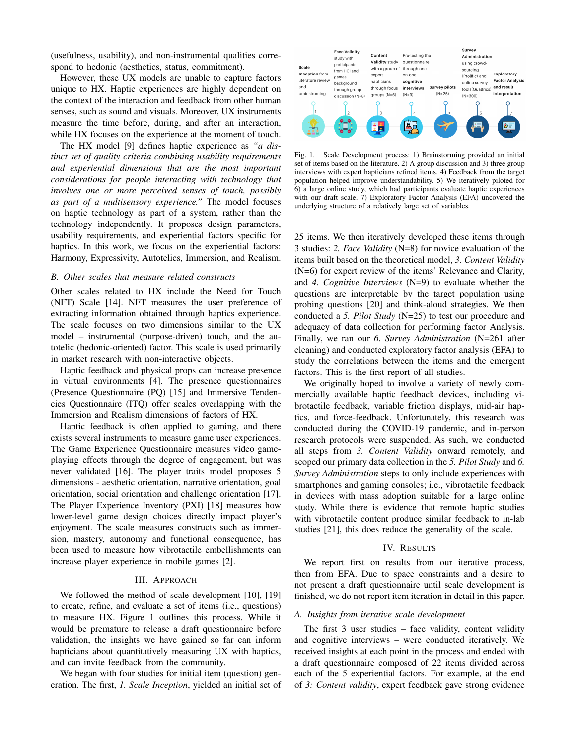(usefulness, usability), and non-instrumental qualities correspond to hedonic (aesthetics, status, commitment).

However, these UX models are unable to capture factors unique to HX. Haptic experiences are highly dependent on the context of the interaction and feedback from other human senses, such as sound and visuals. Moreover, UX instruments measure the time before, during, and after an interaction, while HX focuses on the experience at the moment of touch.

The HX model [9] defines haptic experience as *"a distinct set of quality criteria combining usability requirements and experiential dimensions that are the most important considerations for people interacting with technology that involves one or more perceived senses of touch, possibly as part of a multisensory experience."* The model focuses on haptic technology as part of a system, rather than the technology independently. It proposes design parameters, usability requirements, and experiential factors specific for haptics. In this work, we focus on the experiential factors: Harmony, Expressivity, Autotelics, Immersion, and Realism.

### *B. Other scales that measure related constructs*

Other scales related to HX include the Need for Touch (NFT) Scale [14]. NFT measures the user preference of extracting information obtained through haptics experience. The scale focuses on two dimensions similar to the UX model – instrumental (purpose-driven) touch, and the autotelic (hedonic-oriented) factor. This scale is used primarily in market research with non-interactive objects.

Haptic feedback and physical props can increase presence in virtual environments [4]. The presence questionnaires (Presence Questionnaire (PQ) [15] and Immersive Tendencies Questionnaire (ITQ) offer scales overlapping with the Immersion and Realism dimensions of factors of HX.

Haptic feedback is often applied to gaming, and there exists several instruments to measure game user experiences. The Game Experience Questionnaire measures video gameplaying effects through the degree of engagement, but was never validated [16]. The player traits model proposes 5 dimensions - aesthetic orientation, narrative orientation, goal orientation, social orientation and challenge orientation [17]. The Player Experience Inventory (PXI) [18] measures how lower-level game design choices directly impact player's enjoyment. The scale measures constructs such as immersion, mastery, autonomy and functional consequence, has been used to measure how vibrotactile embellishments can increase player experience in mobile games [2].

## III. Approach

We followed the method of scale development [10], [19] to create, refine, and evaluate a set of items (i.e., questions) to measure HX. Figure 1 outlines this process. While it would be premature to release a draft questionnaire before validation, the insights we have gained so far can inform hapticians about quantitatively measuring UX with haptics, and can invite feedback from the community.

We began with four studies for initial item (question) generation. The first, *1. Scale Inception*, yielded an initial set of 25 items. We then iteratively developed these items through 3 studies: *2. Face Validity* (N=8) for novice evaluation of the items built based on the theoretical model, *3. Content Validity* (N=6) for expert review of the items' Relevance and Clarity, and *4. Cognitive Interviews* (N=9) to evaluate whether the questions are interpretable by the target population using probing questions [20] and think-aloud strategies. We then conducted a *5. Pilot Study* (N=25) to test our procedure and adequacy of data collection for performing factor Analysis. Finally, we ran our *6. Survey Administration* (N=261 after cleaning) and conducted exploratory factor analysis (EFA) to study the correlations between the items and the emergent factors. This is the first report of all studies.

Fig. 1. Scale Development process: 1) Brainstorming provided an initial set of items based on the literature. 2) A group discussion and 3) three group interviews with expert hapticians refined items. 4) Feedback from the target population helped improve understandability. 5) We iteratively piloted for 6) a large online study, which had participants evaluate haptic experiences with our draft scale. 7) Exploratory Factor Analysis (EFA) uncovered the underlying structure of a relatively large set of variables.

We originally hoped to involve a variety of newly commercially available haptic feedback devices, including vibrotactile feedback, variable friction displays, mid-air haptics, and force-feedback. Unfortunately, this research was conducted during the COVID-19 pandemic, and in-person research protocols were suspended. As such, we conducted all steps from *3. Content Validity* onward remotely, and scoped our primary data collection in the *5. Pilot Study* and *6. Survey Administration* steps to only include experiences with smartphones and gaming consoles; i.e., vibrotactile feedback in devices with mass adoption suitable for a large online study. While there is evidence that remote haptic studies with vibrotactile content produce similar feedback to in-lab studies [21], this does reduce the generality of the scale.

## IV. Results

We report first on results from our iterative process, then from EFA. Due to space constraints and a desire to not present a draft questionnaire until scale development is finished, we do not report item iteration in detail in this paper.

### *A. Insights from iterative scale development*

The first 3 user studies – face validity, content validity and cognitive interviews – were conducted iteratively. We received insights at each point in the process and ended with a draft questionnaire composed of 22 items divided across each of the 5 experiential factors. For example, at the end of *3: Content validity*, expert feedback gave strong evidence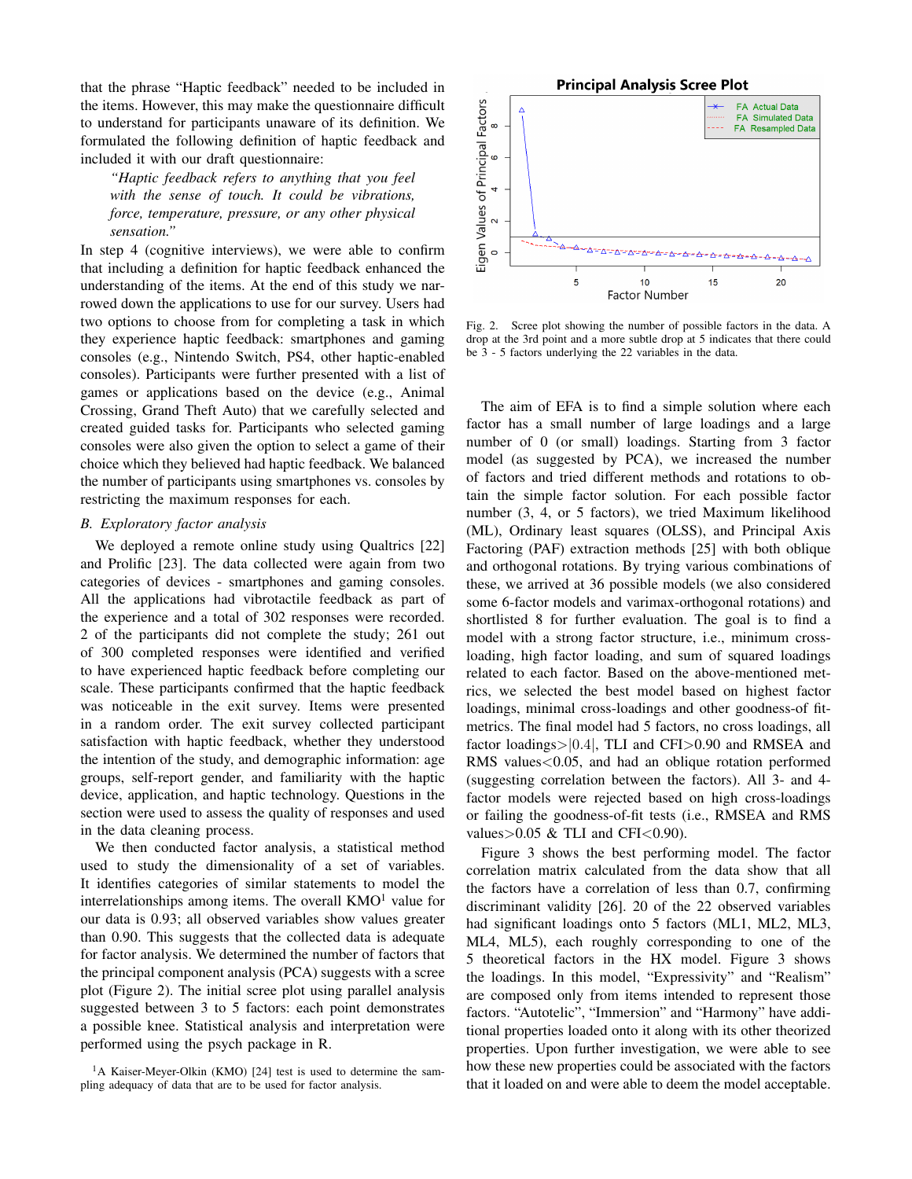that the phrase "Haptic feedback" needed to be included in the items. However, this may make the questionnaire difficult to understand for participants unaware of its definition. We formulated the following definition of haptic feedback and included it with our draft questionnaire:

> *"Haptic feedback refers to anything that you feel with the sense of touch. It could be vibrations, force, temperature, pressure, or any other physical sensation."*

In step 4 (cognitive interviews), we were able to confirm that including a definition for haptic feedback enhanced the understanding of the items. At the end of this study we narrowed down the applications to use for our survey. Users had two options to choose from for completing a task in which they experience haptic feedback: smartphones and gaming consoles (e.g., Nintendo Switch, PS4, other haptic-enabled consoles). Participants were further presented with a list of games or applications based on the device (e.g., Animal Crossing, Grand Theft Auto) that we carefully selected and created guided tasks for. Participants who selected gaming consoles were also given the option to select a game of their choice which they believed had haptic feedback. We balanced the number of participants using smartphones vs. consoles by restricting the maximum responses for each.

### B. Exploratory factor analysis

We deployed a remote online study using Qualtrics [22] and Prolific [23]. The data collected were again from two categories of devices - smartphones and gaming consoles. All the applications had vibrotactile feedback as part of the experience and a total of 302 responses were recorded. 2 of the participants did not complete the study; 261 out of 300 completed responses were identified and verified to have experienced haptic feedback before completing our scale. These participants confirmed that the haptic feedback was noticeable in the exit survey. Items were presented in a random order. The exit survey collected participant satisfaction with haptic feedback, whether they understood the intention of the study, and demographic information: age groups, self-report gender, and familiarity with the haptic device, application, and haptic technology. Questions in the section were used to assess the quality of responses and used in the data cleaning process.

We then conducted factor analysis, a statistical method used to study the dimensionality of a set of variables. It identifies categories of similar statements to model the interrelationships among items. The overall KMO[1] value for our data is 0.93; all observed variables show values greater than 0.90. This suggests that the collected data is adequate for factor analysis. We determined the number of factors that the principal component analysis (PCA) suggests with a scree plot (Figure 2). The initial scree plot using parallel analysis suggested between 3 to 5 factors: each point demonstrates a possible knee. Statistical analysis and interpretation were performed using the psych package in R.

[1] A Kaiser-Meyer-Olkin (KMO) [24] test is used to determine the sampling adequacy of data that are to be used for factor analysis.

Fig. 2. Scree plot showing the number of possible factors in the data. A drop at the 3rd point and a more subtle drop at 5 indicates that there could be 3 - 5 factors underlying the 22 variables in the data.

The aim of EFA is to find a simple solution where each factor has a small number of large loadings and a large number of 0 (or small) loadings. Starting from 3 factor model (as suggested by PCA), we increased the number of factors and tried different methods and rotations to obtain the simple factor solution. For each possible factor number (3, 4, or 5 factors), we tried Maximum likelihood (ML), Ordinary least squares (OLSS), and Principal Axis Factoring (PAF) extraction methods [25] with both oblique and orthogonal rotations. By trying various combinations of these, we arrived at 36 possible models (we also considered some 6-factor models and varimax-orthogonal rotations) and shortlisted 8 for further evaluation. The goal is to find a model with a strong factor structure, i.e., minimum cross-loading, high factor loading, and sum of squared loadings related to each factor. Based on the above-mentioned metrics, we selected the best model based on highest factor loadings, minimal cross-loadings and other goodness-of-fit-metrics. The final model had 5 factors, no cross loadings, all factor loadings$>|0.4|$, TLI and CFI$>$0.90 and RMSEA and RMS values$<$0.05, and had an oblique rotation performed (suggesting correlation between the factors). All 3- and 4-factor models were rejected based on high cross-loadings or failing the goodness-of-fit tests (i.e., RMSEA and RMS values$>$0.05 & TLI and CFI$<$0.90).

Figure 3 shows the best performing model. The factor correlation matrix calculated from the data show that all the factors have a correlation of less than 0.7, confirming discriminant validity [26]. 20 of the 22 observed variables had significant loadings onto 5 factors (ML1, ML2, ML3, ML4, ML5), each roughly corresponding to one of the 5 theoretical factors in the HX model. Figure 3 shows the loadings. In this model, "Expressivity" and "Realism" are composed only from items intended to represent those factors. "Autotelic", "Immersion" and "Harmony" have additional properties loaded onto it along with its other theorized properties. Upon further investigation, we were able to see how these new properties could be associated with the factors that it loaded on and were able to deem the model acceptable.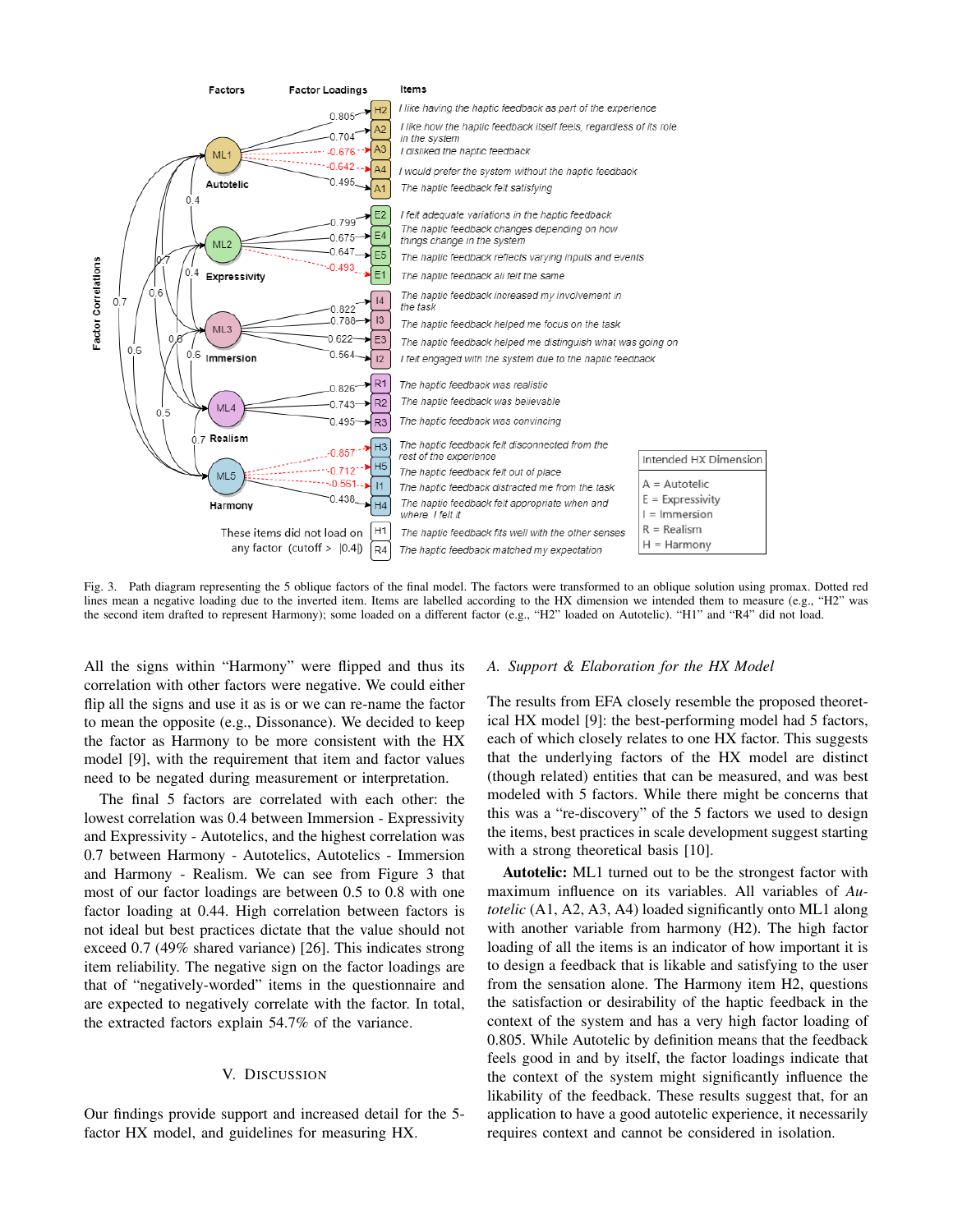Fig. 3. Path diagram representing the 5 oblique factors of the final model. The factors were transformed to an oblique solution using promax. Dotted red lines mean a negative loading due to the inverted item. Items are labelled according to the HX dimension we intended them to measure (e.g., "H2" was the second item drafted to represent Harmony); some loaded on a different factor (e.g., "H2" loaded on Autotelic). "H1" and "R4" did not load.

All the signs within "Harmony" were flipped and thus its correlation with other factors were negative. We could either flip all the signs and use it as is or we can re-name the factor to mean the opposite (e.g., Dissonance). We decided to keep the factor as Harmony to be more consistent with the HX model [9], with the requirement that item and factor values need to be negated during measurement or interpretation.

The final 5 factors are correlated with each other: the lowest correlation was 0.4 between Immersion - Expressivity and Expressivity - Autotelics, and the highest correlation was 0.7 between Harmony - Autotelics, Autotelics - Immersion and Harmony - Realism. We can see from Figure 3 that most of our factor loadings are between 0.5 to 0.8 with one factor loading at 0.44. High correlation between factors is not ideal but best practices dictate that the value should not exceed 0.7 (49% shared variance) [26]. This indicates strong item reliability. The negative sign on the factor loadings are that of "negatively-worded" items in the questionnaire and are expected to negatively correlate with the factor. In total, the extracted factors explain 54.7% of the variance.

# V. Discussion

Our findings provide support and increased detail for the 5-factor HX model, and guidelines for measuring HX.

## A. Support & Elaboration for the HX Model

The results from EFA closely resemble the proposed theoretical HX model [9]: the best-performing model had 5 factors, each of which closely relates to one HX factor. This suggests that the underlying factors of the HX model are distinct (though related) entities that can be measured, and was best modeled with 5 factors. While there might be concerns that this was a "re-discovery" of the 5 factors we used to design the items, best practices in scale development suggest starting with a strong theoretical basis [10].

**Autotelic:** ML1 turned out to be the strongest factor with maximum influence on its variables. All variables of *Autotelic* (A1, A2, A3, A4) loaded significantly onto ML1 along with another variable from harmony (H2). The high factor loading of all the items is an indicator of how important it is to design a feedback that is likable and satisfying to the user from the sensation alone. The Harmony item H2, questions the satisfaction or desirability of the haptic feedback in the context of the system and has a very high factor loading of 0.805. While Autotelic by definition means that the feedback feels good in and by itself, the factor loadings indicate that the context of the system might significantly influence the likability of the feedback. These results suggest that, for an application to have a good autotelic experience, it necessarily requires context and cannot be considered in isolation.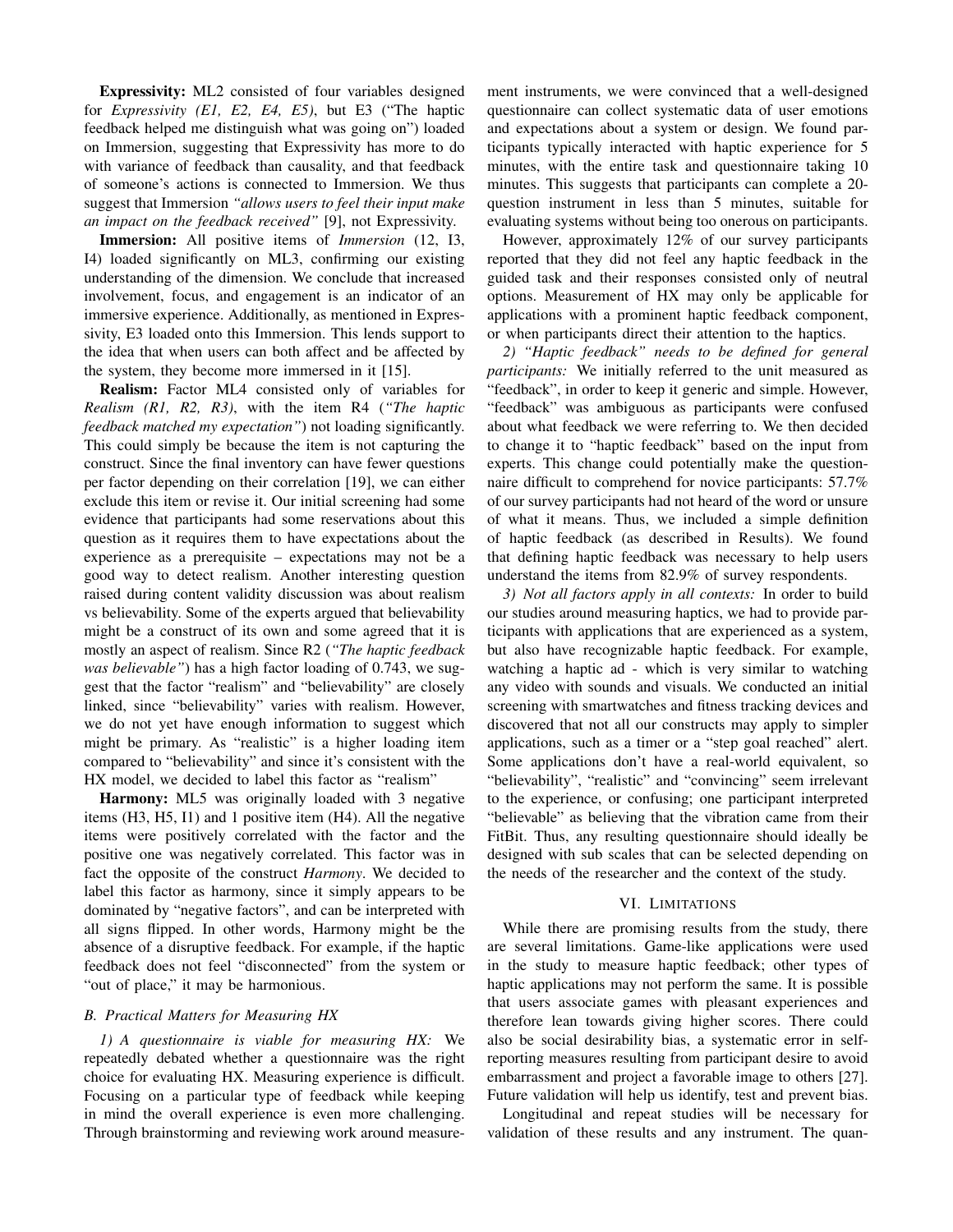**Expressivity:** ML2 consisted of four variables designed for *Expressivity (E1, E2, E4, E5)*, but E3 ("The haptic feedback helped me distinguish what was going on") loaded on Immersion, suggesting that Expressivity has more to do with variance of feedback than causality, and that feedback of someone's actions is connected to Immersion. We thus suggest that Immersion *"allows users to feel their input make an impact on the feedback received"* [9], not Expressivity.

**Immersion:** All positive items of *Immersion* (12, I3, I4) loaded significantly on ML3, confirming our existing understanding of the dimension. We conclude that increased involvement, focus, and engagement is an indicator of an immersive experience. Additionally, as mentioned in Expressivity, E3 loaded onto this Immersion. This lends support to the idea that when users can both affect and be affected by the system, they become more immersed in it [15].

**Realism:** Factor ML4 consisted only of variables for *Realism (R1, R2, R3)*, with the item R4 (*"The haptic feedback matched my expectation"*) not loading significantly. This could simply be because the item is not capturing the construct. Since the final inventory can have fewer questions per factor depending on their correlation [19], we can either exclude this item or revise it. Our initial screening had some evidence that participants had some reservations about this question as it requires them to have expectations about the experience as a prerequisite – expectations may not be a good way to detect realism. Another interesting question raised during content validity discussion was about realism vs believability. Some of the experts argued that believability might be a construct of its own and some agreed that it is mostly an aspect of realism. Since R2 (*"The haptic feedback was believable"*) has a high factor loading of 0.743, we suggest that the factor "realism" and "believability" are closely linked, since "believability" varies with realism. However, we do not yet have enough information to suggest which might be primary. As "realistic" is a higher loading item compared to "believability" and since it's consistent with the HX model, we decided to label this factor as "realism"

**Harmony:** ML5 was originally loaded with 3 negative items (H3, H5, I1) and 1 positive item (H4). All the negative items were positively correlated with the factor and the positive one was negatively correlated. This factor was in fact the opposite of the construct *Harmony*. We decided to label this factor as harmony, since it simply appears to be dominated by "negative factors", and can be interpreted with all signs flipped. In other words, Harmony might be the absence of a disruptive feedback. For example, if the haptic feedback does not feel "disconnected" from the system or "out of place," it may be harmonious.

### B. Practical Matters for Measuring HX

*1) A questionnaire is viable for measuring HX:* We repeatedly debated whether a questionnaire was the right choice for evaluating HX. Measuring experience is difficult. Focusing on a particular type of feedback while keeping in mind the overall experience is even more challenging. Through brainstorming and reviewing work around measurement instruments, we were convinced that a well-designed questionnaire can collect systematic data of user emotions and expectations about a system or design. We found participants typically interacted with haptic experience for 5 minutes, with the entire task and questionnaire taking 10 minutes. This suggests that participants can complete a 20-question instrument in less than 5 minutes, suitable for evaluating systems without being too onerous on participants.

However, approximately 12% of our survey participants reported that they did not feel any haptic feedback in the guided task and their responses consisted only of neutral options. Measurement of HX may only be applicable for applications with a prominent haptic feedback component, or when participants direct their attention to the haptics.

*2) "Haptic feedback" needs to be defined for general participants:* We initially referred to the unit measured as "feedback", in order to keep it generic and simple. However, "feedback" was ambiguous as participants were confused about what feedback we were referring to. We then decided to change it to "haptic feedback" based on the input from experts. This change could potentially make the questionnaire difficult to comprehend for novice participants: 57.7% of our survey participants had not heard of the word or unsure of what it means. Thus, we included a simple definition of haptic feedback (as described in Results). We found that defining haptic feedback was necessary to help users understand the items from 82.9% of survey respondents.

*3) Not all factors apply in all contexts:* In order to build our studies around measuring haptics, we had to provide participants with applications that are experienced as a system, but also have recognizable haptic feedback. For example, watching a haptic ad - which is very similar to watching any video with sounds and visuals. We conducted an initial screening with smartwatches and fitness tracking devices and discovered that not all our constructs may apply to simpler applications, such as a timer or a "step goal reached" alert. Some applications don't have a real-world equivalent, so "believability", "realistic" and "convincing" seem irrelevant to the experience, or confusing; one participant interpreted "believable" as believing that the vibration came from their FitBit. Thus, any resulting questionnaire should ideally be designed with sub scales that can be selected depending on the needs of the researcher and the context of the study.

## VI. Limitations

While there are promising results from the study, there are several limitations. Game-like applications were used in the study to measure haptic feedback; other types of haptic applications may not perform the same. It is possible that users associate games with pleasant experiences and therefore lean towards giving higher scores. There could also be social desirability bias, a systematic error in self-reporting measures resulting from participant desire to avoid embarrassment and project a favorable image to others [27]. Future validation will help us identify, test and prevent bias.

Longitudinal and repeat studies will be necessary for validation of these results and any instrument. The quan-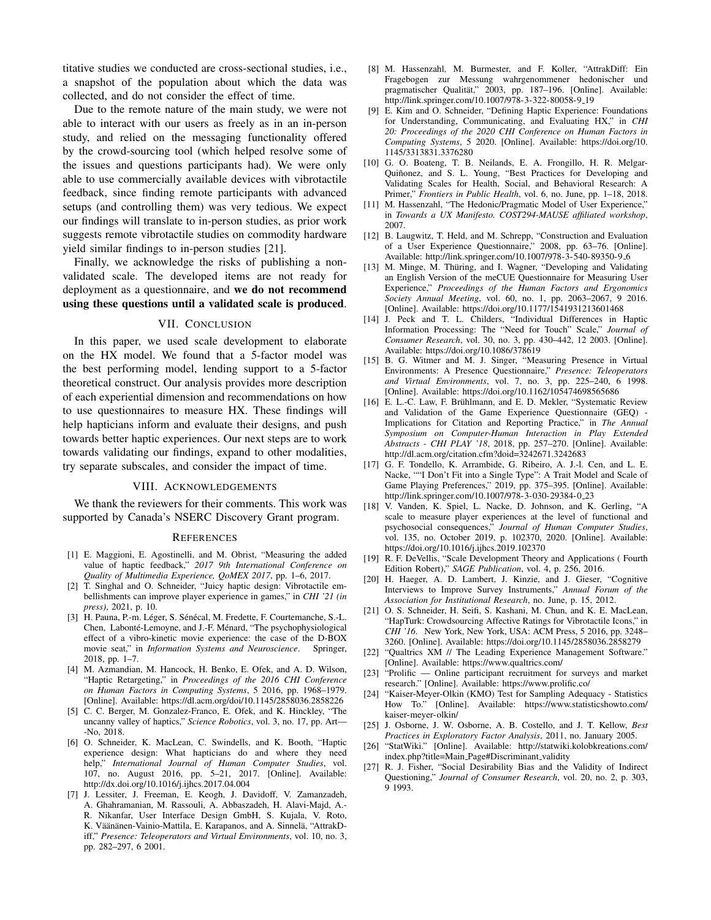titative studies we conducted are cross-sectional studies, i.e., a snapshot of the population about which the data was collected, and do not consider the effect of time.

Due to the remote nature of the main study, we were not able to interact with our users as freely as in an in-person study, and relied on the messaging functionality offered by the crowd-sourcing tool (which helped resolve some of the issues and questions participants had). We were only able to use commercially available devices with vibrotactile feedback, since finding remote participants with advanced setups (and controlling them) was very tedious. We expect our findings will translate to in-person studies, as prior work suggests remote vibrotactile studies on commodity hardware yield similar findings to in-person studies [21].

Finally, we acknowledge the risks of publishing a non-validated scale. The developed items are not ready for deployment as a questionnaire, and **we do not recommend using these questions until a validated scale is produced**.

## VII. Conclusion

In this paper, we used scale development to elaborate on the HX model. We found that a 5-factor model was the best performing model, lending support to a 5-factor theoretical construct. Our analysis provides more description of each experiential dimension and recommendations on how to use questionnaires to measure HX. These findings will help hapticians inform and evaluate their designs, and push towards better haptic experiences. Our next steps are to work towards validating our findings, expand to other modalities, try separate subscales, and consider the impact of time.

## VIII. Acknowledgements

We thank the reviewers for their comments. This work was supported by Canada's NSERC Discovery Grant program.

## References

[1] E. Maggioni, E. Agostinelli, and M. Obrist, "Measuring the added value of haptic feedback," *2017 9th International Conference on Quality of Multimedia Experience, QoMEX 2017*, pp. 1–6, 2017.

[2] T. Singhal and O. Schneider, "Juicy haptic design: Vibrotactile embellishments can improve player experience in games," in *CHI '21 (in press)*, 2021, p. 10.

[3] H. Pauna, P.-m. Léger, S. Sénécal, M. Fredette, F. Courtemanche, S.-L. Chen, Labonté-Lemoyne, and J.-F. Ménard, "The psychophysiological effect of a vibro-kinetic movie experience: the case of the D-BOX movie seat," in *Information Systems and Neuroscience*. Springer, 2018, pp. 1–7.

[4] M. Azmandian, M. Hancock, H. Benko, E. Ofek, and A. D. Wilson, "Haptic Retargeting," in *Proceedings of the 2016 CHI Conference on Human Factors in Computing Systems*, 5 2016, pp. 1968–1979. [Online]. Available: https://dl.acm.org/doi/10.1145/2858036.2858226

[5] C. C. Berger, M. Gonzalez-Franco, E. Ofek, and K. Hinckley, "The uncanny valley of haptics," *Science Robotics*, vol. 3, no. 17, pp. Art—-No, 2018.

[6] O. Schneider, K. MacLean, C. Swindells, and K. Booth, "Haptic experience design: What hapticians do and where they need help," *International Journal of Human Computer Studies*, vol. 107, no. August 2016, pp. 5–21, 2017. [Online]. Available: http://dx.doi.org/10.1016/j.ijhcs.2017.04.004

[7] J. Lessiter, J. Freeman, E. Keogh, J. Davidoff, V. Zamanzadeh, A. Ghahramanian, M. Rassouli, A. Abbaszadeh, H. Alavi-Majd, A.-R. Nikanfar, User Interface Design GmbH, S. Kujala, V. Roto, K. Väänänen-Vainio-Mattila, E. Karapanos, and A. Sinnelä, "AttrakDiff," *Presence: Teleoperators and Virtual Environments*, vol. 10, no. 3, pp. 282–297, 6 2001.

[8] M. Hassenzahl, M. Burmester, and F. Koller, "AttrakDiff: Ein Fragebogen zur Messung wahrgenommener hedonischer und pragmatischer Qualität," 2003, pp. 187–196. [Online]. Available: http://link.springer.com/10.1007/978-3-322-80058-9_19

[9] E. Kim and O. Schneider, "Defining Haptic Experience: Foundations for Understanding, Communicating, and Evaluating HX," in *CHI 20: Proceedings of the 2020 CHI Conference on Human Factors in Computing Systems*, 5 2020. [Online]. Available: https://doi.org/10.1145/3313831.3376280

[10] G. O. Boateng, T. B. Neilands, E. A. Frongillo, H. R. Melgar-Quiñonez, and S. L. Young, "Best Practices for Developing and Validating Scales for Health, Social, and Behavioral Research: A Primer," *Frontiers in Public Health*, vol. 6, no. June, pp. 1–18, 2018.

[11] M. Hassenzahl, "The Hedonic/Pragmatic Model of User Experience," in *Towards a UX Manifesto. COST294-MAUSE affiliated workshop*, 2007.

[12] B. Laugwitz, T. Held, and M. Schrepp, "Construction and Evaluation of a User Experience Questionnaire," 2008, pp. 63–76. [Online]. Available: http://link.springer.com/10.1007/978-3-540-89350-9_6

[13] M. Minge, M. Thüring, and I. Wagner, "Developing and Validating an English Version of the meCUE Questionnaire for Measuring User Experience," *Proceedings of the Human Factors and Ergonomics Society Annual Meeting*, vol. 60, no. 1, pp. 2063–2067, 9 2016. [Online]. Available: https://doi.org/10.1177/1541931213601468

[14] J. Peck and T. L. Childers, "Individual Differences in Haptic Information Processing: The "Need for Touch" Scale," *Journal of Consumer Research*, vol. 30, no. 3, pp. 430–442, 12 2003. [Online]. Available: https://doi.org/10.1086/378619

[15] B. G. Witmer and M. J. Singer, "Measuring Presence in Virtual Environments: A Presence Questionnaire," *Presence: Teleoperators and Virtual Environments*, vol. 7, no. 3, pp. 225–240, 6 1998. [Online]. Available: https://doi.org/10.1162/105474698565686

[16] E. L.-C. Law, F. Brühlmann, and E. D. Mekler, "Systematic Review and Validation of the Game Experience Questionnaire (GEQ) - Implications for Citation and Reporting Practice," in *The Annual Symposium on Computer-Human Interaction in Play Extended Abstracts - CHI PLAY '18*, 2018, pp. 257–270. [Online]. Available: http://dl.acm.org/citation.cfm?doid=3242671.3242683

[17] G. F. Tondello, K. Arrambide, G. Ribeiro, A. J.-l. Cen, and L. E. Nacke, ""I Don't Fit into a Single Type": A Trait Model and Scale of Game Playing Preferences," 2019, pp. 375–395. [Online]. Available: http://link.springer.com/10.1007/978-3-030-29384-0_23

[18] V. Vanden, K. Spiel, L. Nacke, D. Johnson, and K. Gerling, "A scale to measure player experiences at the level of functional and psychosocial consequences," *Journal of Human Computer Studies*, vol. 135, no. October 2019, p. 102370, 2020. [Online]. Available: https://doi.org/10.1016/j.ijhcs.2019.102370

[19] R. F. DeVellis, "Scale Development Theory and Applications ( Fourth Edition Robert)," *SAGE Publication*, vol. 4, p. 256, 2016.

[20] H. Haeger, A. D. Lambert, J. Kinzie, and J. Gieser, "Cognitive Interviews to Improve Survey Instruments," *Annual Forum of the Association for Institutional Research*, no. June, p. 15, 2012.

[21] O. S. Schneider, H. Seifi, S. Kashani, M. Chun, and K. E. MacLean, "HapTurk: Crowdsourcing Affective Ratings for Vibrotactile Icons," in *CHI '16*. New York, New York, USA: ACM Press, 5 2016, pp. 3248–3260. [Online]. Available: https://doi.org/10.1145/2858036.2858279

[22] "Qualtrics XM // The Leading Experience Management Software." [Online]. Available: https://www.qualtrics.com/

[23] "Prolific — Online participant recruitment for surveys and market research." [Online]. Available: https://www.prolific.co/

[24] "Kaiser-Meyer-Olkin (KMO) Test for Sampling Adequacy - Statistics How To." [Online]. Available: https://www.statisticshowto.com/kaiser-meyer-olkin/

[25] J. Osborne, J. W. Osborne, A. B. Costello, and J. T. Kellow, *Best Practices in Exploratory Factor Analysis*, 2011, no. January 2005.

[26] "StatWiki." [Online]. Available: http://statwiki.kolobkreations.com/index.php?title=Main_Page#Discriminant_validity

[27] R. J. Fisher, "Social Desirability Bias and the Validity of Indirect Questioning," *Journal of Consumer Research*, vol. 20, no. 2, p. 303, 9 1993.